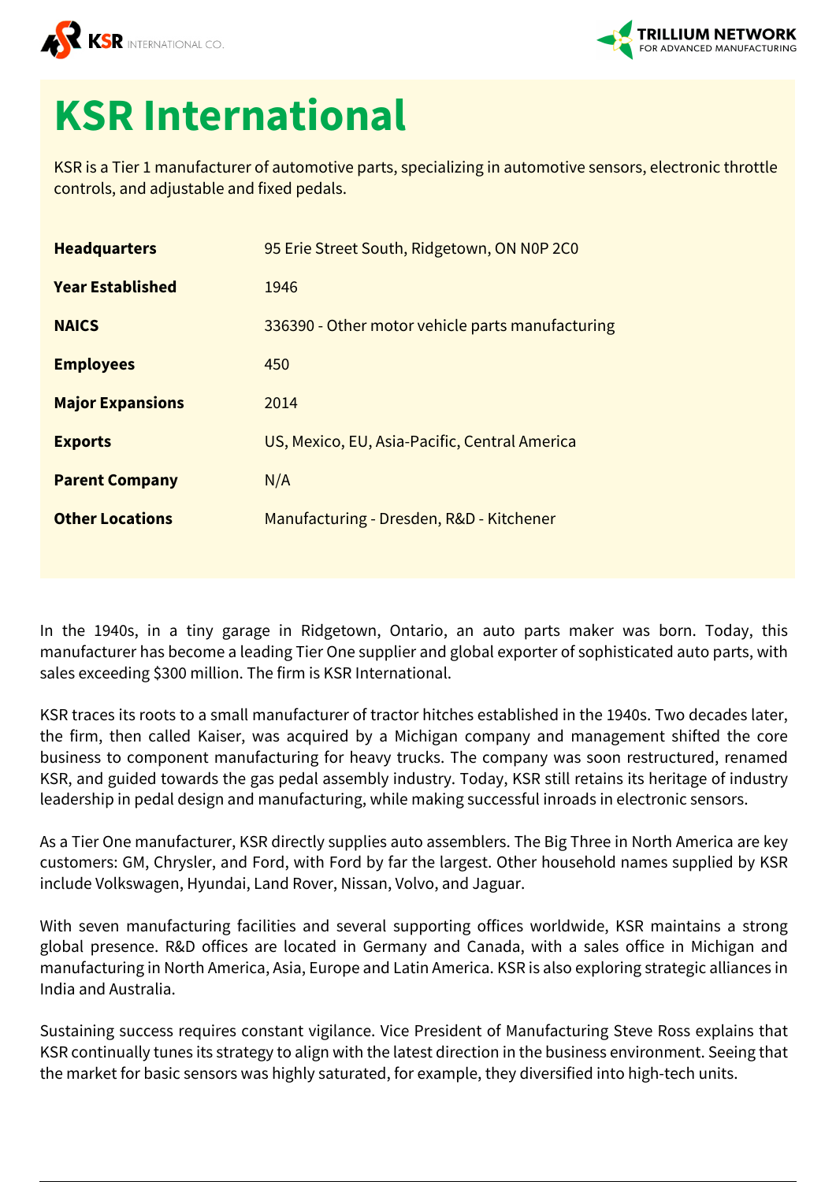# KSR International

KSR is a Tier 1 manufacturer of automotive parts, specializing in automotive sensors, electronic throttle controls, and adjustable and fixed pedals.

| | |
|---|---|
| **Headquarters** | 95 Erie Street South, Ridgetown, ON N0P 2C0 |
| **Year Established** | 1946 |
| **NAICS** | 336390 - Other motor vehicle parts manufacturing |
| **Employees** | 450 |
| **Major Expansions** | 2014 |
| **Exports** | US, Mexico, EU, Asia-Pacific, Central America |
| **Parent Company** | N/A |
| **Other Locations** | Manufacturing - Dresden, R&D - Kitchener |

In the 1940s, in a tiny garage in Ridgetown, Ontario, an auto parts maker was born. Today, this manufacturer has become a leading Tier One supplier and global exporter of sophisticated auto parts, with sales exceeding $300 million. The firm is KSR International.

KSR traces its roots to a small manufacturer of tractor hitches established in the 1940s. Two decades later, the firm, then called Kaiser, was acquired by a Michigan company and management shifted the core business to component manufacturing for heavy trucks. The company was soon restructured, renamed KSR, and guided towards the gas pedal assembly industry. Today, KSR still retains its heritage of industry leadership in pedal design and manufacturing, while making successful inroads in electronic sensors.

As a Tier One manufacturer, KSR directly supplies auto assemblers. The Big Three in North America are key customers: GM, Chrysler, and Ford, with Ford by far the largest. Other household names supplied by KSR include Volkswagen, Hyundai, Land Rover, Nissan, Volvo, and Jaguar.

With seven manufacturing facilities and several supporting offices worldwide, KSR maintains a strong global presence. R&D offices are located in Germany and Canada, with a sales office in Michigan and manufacturing in North America, Asia, Europe and Latin America. KSR is also exploring strategic alliances in India and Australia.

Sustaining success requires constant vigilance. Vice President of Manufacturing Steve Ross explains that KSR continually tunes its strategy to align with the latest direction in the business environment. Seeing that the market for basic sensors was highly saturated, for example, they diversified into high-tech units.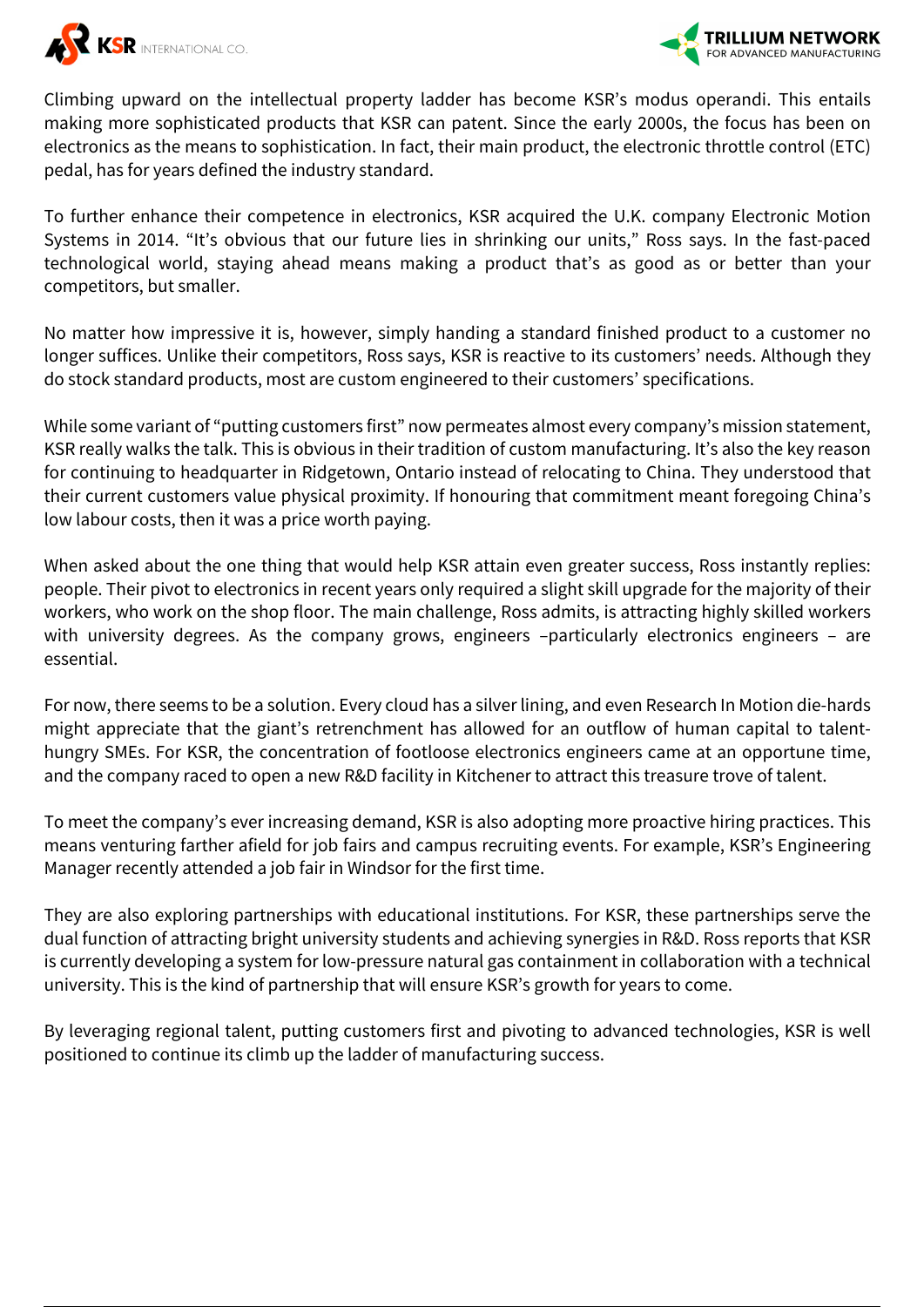Climbing upward on the intellectual property ladder has become KSR's modus operandi. This entails making more sophisticated products that KSR can patent. Since the early 2000s, the focus has been on electronics as the means to sophistication. In fact, their main product, the electronic throttle control (ETC) pedal, has for years defined the industry standard.

To further enhance their competence in electronics, KSR acquired the U.K. company Electronic Motion Systems in 2014. "It's obvious that our future lies in shrinking our units," Ross says. In the fast-paced technological world, staying ahead means making a product that's as good as or better than your competitors, but smaller.

No matter how impressive it is, however, simply handing a standard finished product to a customer no longer suffices. Unlike their competitors, Ross says, KSR is reactive to its customers' needs. Although they do stock standard products, most are custom engineered to their customers' specifications.

While some variant of "putting customers first" now permeates almost every company's mission statement, KSR really walks the talk. This is obvious in their tradition of custom manufacturing. It's also the key reason for continuing to headquarter in Ridgetown, Ontario instead of relocating to China. They understood that their current customers value physical proximity. If honouring that commitment meant foregoing China's low labour costs, then it was a price worth paying.

When asked about the one thing that would help KSR attain even greater success, Ross instantly replies: people. Their pivot to electronics in recent years only required a slight skill upgrade for the majority of their workers, who work on the shop floor. The main challenge, Ross admits, is attracting highly skilled workers with university degrees. As the company grows, engineers –particularly electronics engineers – are essential.

For now, there seems to be a solution. Every cloud has a silver lining, and even Research In Motion die-hards might appreciate that the giant's retrenchment has allowed for an outflow of human capital to talent-hungry SMEs. For KSR, the concentration of footloose electronics engineers came at an opportune time, and the company raced to open a new R&D facility in Kitchener to attract this treasure trove of talent.

To meet the company's ever increasing demand, KSR is also adopting more proactive hiring practices. This means venturing farther afield for job fairs and campus recruiting events. For example, KSR's Engineering Manager recently attended a job fair in Windsor for the first time.

They are also exploring partnerships with educational institutions. For KSR, these partnerships serve the dual function of attracting bright university students and achieving synergies in R&D. Ross reports that KSR is currently developing a system for low-pressure natural gas containment in collaboration with a technical university. This is the kind of partnership that will ensure KSR's growth for years to come.

By leveraging regional talent, putting customers first and pivoting to advanced technologies, KSR is well positioned to continue its climb up the ladder of manufacturing success.